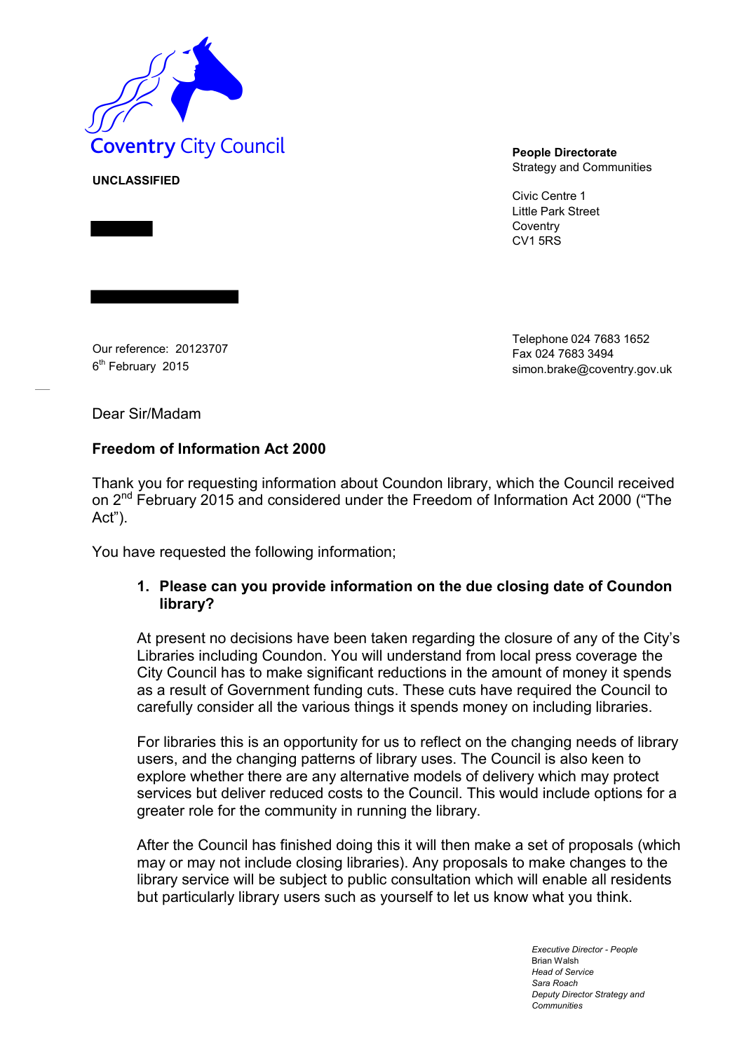Coventry City Council

**UNCLASSIFIED**

**People Directorate**
Strategy and Communities

Civic Centre 1
Little Park Street
Coventry
CV1 5RS

Our reference: 20123707
6th February 2015

Telephone 024 7683 1652
Fax 024 7683 3494
simon.brake@coventry.gov.uk

Dear Sir/Madam

**Freedom of Information Act 2000**

Thank you for requesting information about Coundon library, which the Council received on 2nd February 2015 and considered under the Freedom of Information Act 2000 ("The Act").

You have requested the following information;

1. **Please can you provide information on the due closing date of Coundon library?**

   At present no decisions have been taken regarding the closure of any of the City's Libraries including Coundon. You will understand from local press coverage the City Council has to make significant reductions in the amount of money it spends as a result of Government funding cuts. These cuts have required the Council to carefully consider all the various things it spends money on including libraries.

   For libraries this is an opportunity for us to reflect on the changing needs of library users, and the changing patterns of library uses. The Council is also keen to explore whether there are any alternative models of delivery which may protect services but deliver reduced costs to the Council. This would include options for a greater role for the community in running the library.

   After the Council has finished doing this it will then make a set of proposals (which may or may not include closing libraries). Any proposals to make changes to the library service will be subject to public consultation which will enable all residents but particularly library users such as yourself to let us know what you think.

*Executive Director - People*
Brian Walsh
*Head of Service*
*Sara Roach*
*Deputy Director Strategy and Communities*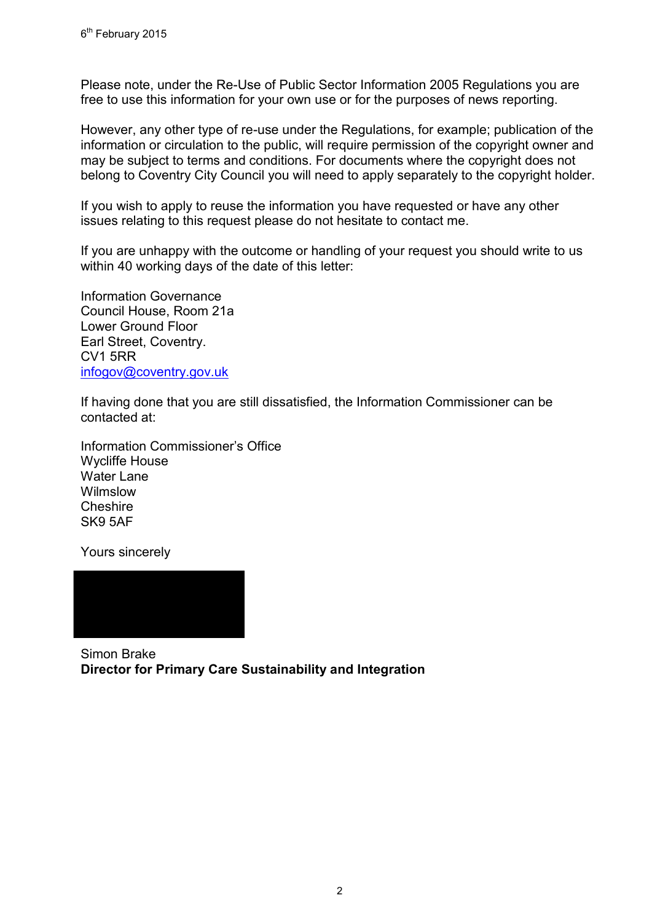6th February 2015

Please note, under the Re-Use of Public Sector Information 2005 Regulations you are free to use this information for your own use or for the purposes of news reporting.

However, any other type of re-use under the Regulations, for example; publication of the information or circulation to the public, will require permission of the copyright owner and may be subject to terms and conditions. For documents where the copyright does not belong to Coventry City Council you will need to apply separately to the copyright holder.

If you wish to apply to reuse the information you have requested or have any other issues relating to this request please do not hesitate to contact me.

If you are unhappy with the outcome or handling of your request you should write to us within 40 working days of the date of this letter:

Information Governance
Council House, Room 21a
Lower Ground Floor
Earl Street, Coventry.
CV1 5RR
infogov@coventry.gov.uk

If having done that you are still dissatisfied, the Information Commissioner can be contacted at:

Information Commissioner's Office
Wycliffe House
Water Lane
Wilmslow
Cheshire
SK9 5AF

Yours sincerely

Simon Brake
**Director for Primary Care Sustainability and Integration**